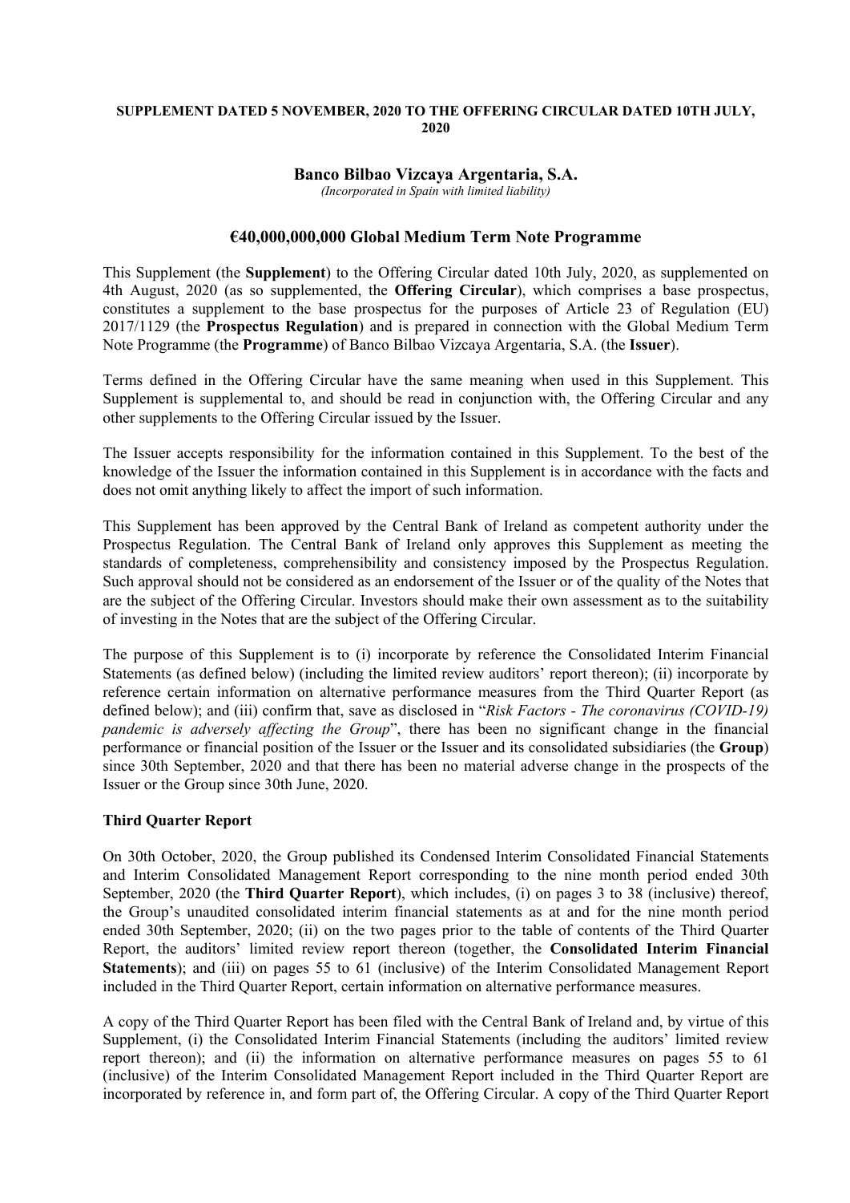**SUPPLEMENT DATED 5 NOVEMBER, 2020 TO THE OFFERING CIRCULAR DATED 10TH JULY, 2020**

# Banco Bilbao Vizcaya Argentaria, S.A.

*(Incorporated in Spain with limited liability)*

## €40,000,000,000 Global Medium Term Note Programme

This Supplement (the **Supplement**) to the Offering Circular dated 10th July, 2020, as supplemented on 4th August, 2020 (as so supplemented, the **Offering Circular**), which comprises a base prospectus, constitutes a supplement to the base prospectus for the purposes of Article 23 of Regulation (EU) 2017/1129 (the **Prospectus Regulation**) and is prepared in connection with the Global Medium Term Note Programme (the **Programme**) of Banco Bilbao Vizcaya Argentaria, S.A. (the **Issuer**).

Terms defined in the Offering Circular have the same meaning when used in this Supplement. This Supplement is supplemental to, and should be read in conjunction with, the Offering Circular and any other supplements to the Offering Circular issued by the Issuer.

The Issuer accepts responsibility for the information contained in this Supplement. To the best of the knowledge of the Issuer the information contained in this Supplement is in accordance with the facts and does not omit anything likely to affect the import of such information.

This Supplement has been approved by the Central Bank of Ireland as competent authority under the Prospectus Regulation. The Central Bank of Ireland only approves this Supplement as meeting the standards of completeness, comprehensibility and consistency imposed by the Prospectus Regulation. Such approval should not be considered as an endorsement of the Issuer or of the quality of the Notes that are the subject of the Offering Circular. Investors should make their own assessment as to the suitability of investing in the Notes that are the subject of the Offering Circular.

The purpose of this Supplement is to (i) incorporate by reference the Consolidated Interim Financial Statements (as defined below) (including the limited review auditors' report thereon); (ii) incorporate by reference certain information on alternative performance measures from the Third Quarter Report (as defined below); and (iii) confirm that, save as disclosed in "*Risk Factors - The coronavirus (COVID-19) pandemic is adversely affecting the Group*", there has been no significant change in the financial performance or financial position of the Issuer or the Issuer and its consolidated subsidiaries (the **Group**) since 30th September, 2020 and that there has been no material adverse change in the prospects of the Issuer or the Group since 30th June, 2020.

### Third Quarter Report

On 30th October, 2020, the Group published its Condensed Interim Consolidated Financial Statements and Interim Consolidated Management Report corresponding to the nine month period ended 30th September, 2020 (the **Third Quarter Report**), which includes, (i) on pages 3 to 38 (inclusive) thereof, the Group's unaudited consolidated interim financial statements as at and for the nine month period ended 30th September, 2020; (ii) on the two pages prior to the table of contents of the Third Quarter Report, the auditors' limited review report thereon (together, the **Consolidated Interim Financial Statements**); and (iii) on pages 55 to 61 (inclusive) of the Interim Consolidated Management Report included in the Third Quarter Report, certain information on alternative performance measures.

A copy of the Third Quarter Report has been filed with the Central Bank of Ireland and, by virtue of this Supplement, (i) the Consolidated Interim Financial Statements (including the auditors' limited review report thereon); and (ii) the information on alternative performance measures on pages 55 to 61 (inclusive) of the Interim Consolidated Management Report included in the Third Quarter Report are incorporated by reference in, and form part of, the Offering Circular. A copy of the Third Quarter Report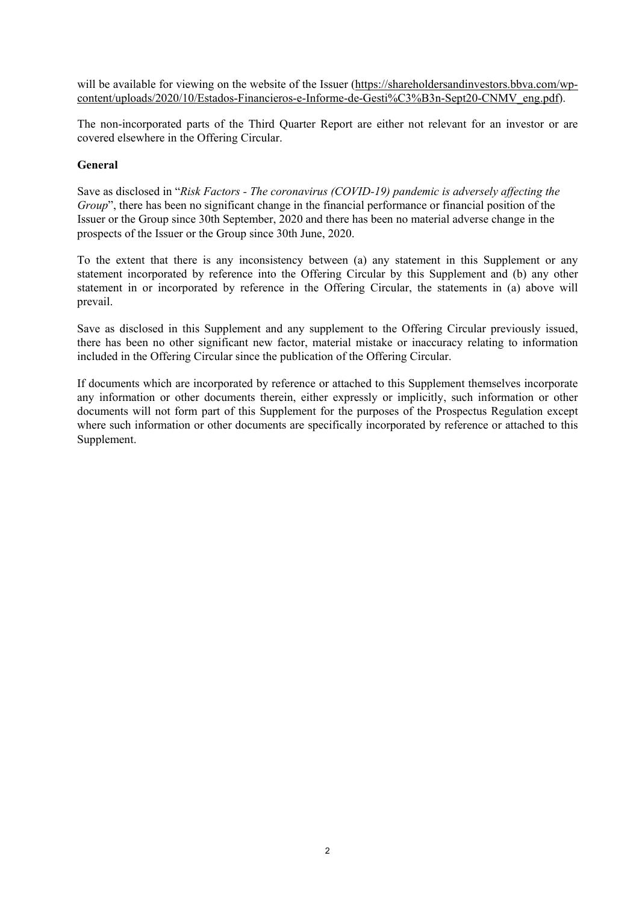will be available for viewing on the website of the Issuer (https://shareholdersandinvestors.bbva.com/wp-content/uploads/2020/10/Estados-Financieros-e-Informe-de-Gesti%C3%B3n-Sept20-CNMV_eng.pdf).

The non-incorporated parts of the Third Quarter Report are either not relevant for an investor or are covered elsewhere in the Offering Circular.

**General**

Save as disclosed in "*Risk Factors - The coronavirus (COVID-19) pandemic is adversely affecting the Group*", there has been no significant change in the financial performance or financial position of the Issuer or the Group since 30th September, 2020 and there has been no material adverse change in the prospects of the Issuer or the Group since 30th June, 2020.

To the extent that there is any inconsistency between (a) any statement in this Supplement or any statement incorporated by reference into the Offering Circular by this Supplement and (b) any other statement in or incorporated by reference in the Offering Circular, the statements in (a) above will prevail.

Save as disclosed in this Supplement and any supplement to the Offering Circular previously issued, there has been no other significant new factor, material mistake or inaccuracy relating to information included in the Offering Circular since the publication of the Offering Circular.

If documents which are incorporated by reference or attached to this Supplement themselves incorporate any information or other documents therein, either expressly or implicitly, such information or other documents will not form part of this Supplement for the purposes of the Prospectus Regulation except where such information or other documents are specifically incorporated by reference or attached to this Supplement.